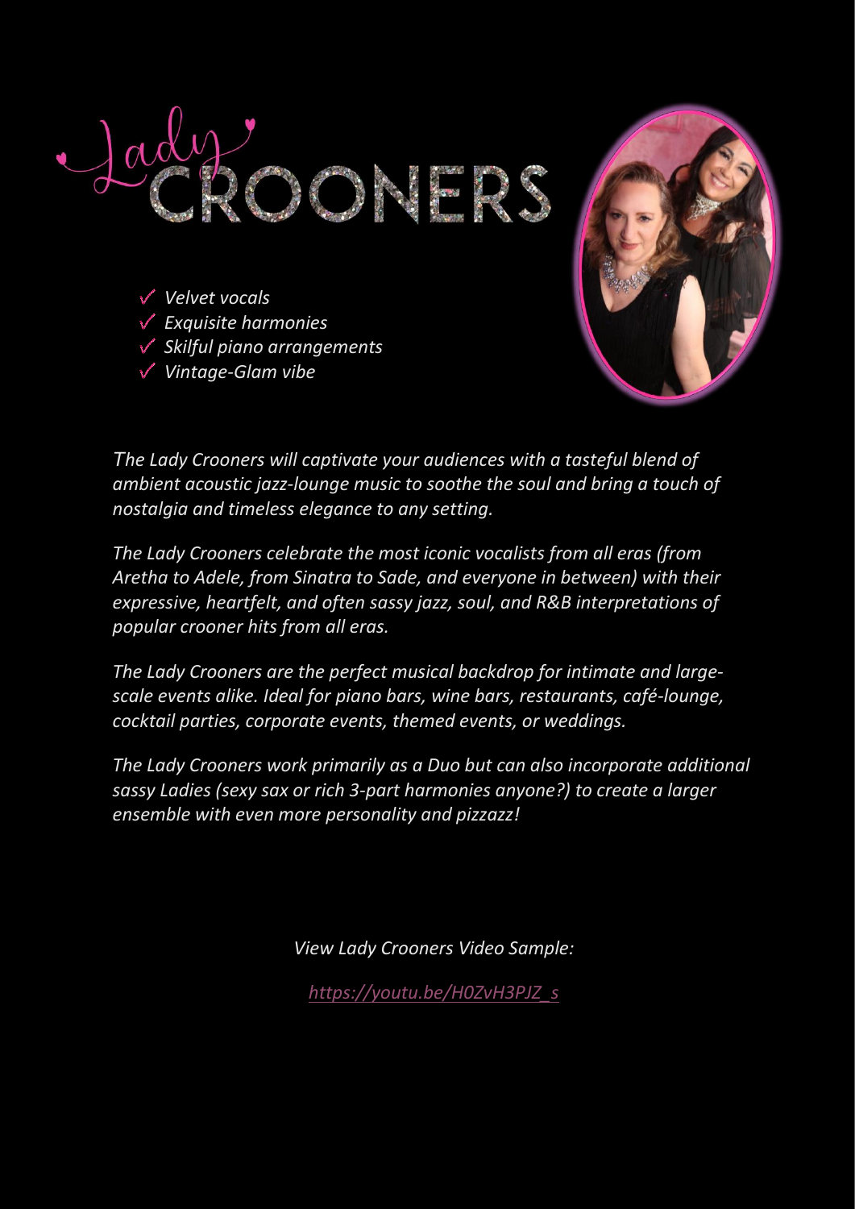# Lady CROONERS

- *Velvet vocals*
- *Exquisite harmonies*
- *Skilful piano arrangements*
- *Vintage-Glam vibe*

*The Lady Crooners will captivate your audiences with a tasteful blend of ambient acoustic jazz-lounge music to soothe the soul and bring a touch of nostalgia and timeless elegance to any setting.*

*The Lady Crooners celebrate the most iconic vocalists from all eras (from Aretha to Adele, from Sinatra to Sade, and everyone in between) with their expressive, heartfelt, and often sassy jazz, soul, and R&B interpretations of popular crooner hits from all eras.*

*The Lady Crooners are the perfect musical backdrop for intimate and large-scale events alike. Ideal for piano bars, wine bars, restaurants, café-lounge, cocktail parties, corporate events, themed events, or weddings.*

*The Lady Crooners work primarily as a Duo but can also incorporate additional sassy Ladies (sexy sax or rich 3-part harmonies anyone?) to create a larger ensemble with even more personality and pizzazz!*

*View Lady Crooners Video Sample:*

*https://youtu.be/H0ZvH3PJZ_s*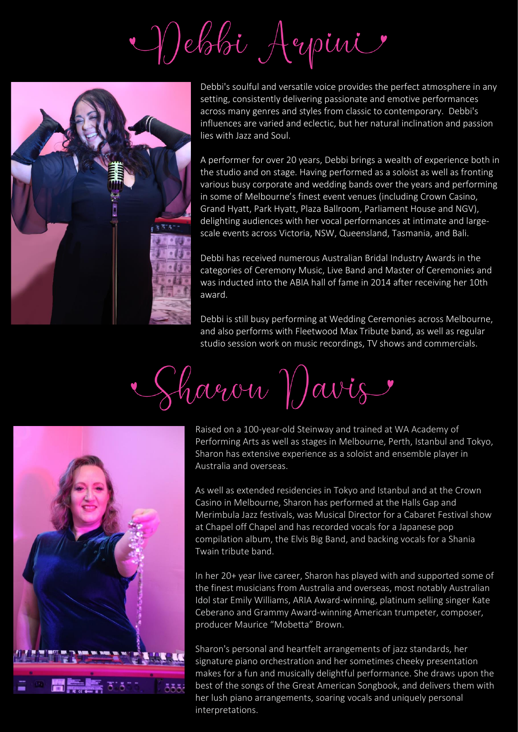# Debbi Arpini

Debbi's soulful and versatile voice provides the perfect atmosphere in any setting, consistently delivering passionate and emotive performances across many genres and styles from classic to contemporary. Debbi's influences are varied and eclectic, but her natural inclination and passion lies with Jazz and Soul.

A performer for over 20 years, Debbi brings a wealth of experience both in the studio and on stage. Having performed as a soloist as well as fronting various busy corporate and wedding bands over the years and performing in some of Melbourne's finest event venues (including Crown Casino, Grand Hyatt, Park Hyatt, Plaza Ballroom, Parliament House and NGV), delighting audiences with her vocal performances at intimate and large-scale events across Victoria, NSW, Queensland, Tasmania, and Bali.

Debbi has received numerous Australian Bridal Industry Awards in the categories of Ceremony Music, Live Band and Master of Ceremonies and was inducted into the ABIA hall of fame in 2014 after receiving her 10th award.

Debbi is still busy performing at Wedding Ceremonies across Melbourne, and also performs with Fleetwood Max Tribute band, as well as regular studio session work on music recordings, TV shows and commercials.

# Sharon Davis

Raised on a 100-year-old Steinway and trained at WA Academy of Performing Arts as well as stages in Melbourne, Perth, Istanbul and Tokyo, Sharon has extensive experience as a soloist and ensemble player in Australia and overseas.

As well as extended residencies in Tokyo and Istanbul and at the Crown Casino in Melbourne, Sharon has performed at the Halls Gap and Merimbula Jazz festivals, was Musical Director for a Cabaret Festival show at Chapel off Chapel and has recorded vocals for a Japanese pop compilation album, the Elvis Big Band, and backing vocals for a Shania Twain tribute band.

In her 20+ year live career, Sharon has played with and supported some of the finest musicians from Australia and overseas, most notably Australian Idol star Emily Williams, ARIA Award-winning, platinum selling singer Kate Ceberano and Grammy Award-winning American trumpeter, composer, producer Maurice "Mobetta" Brown.

Sharon's personal and heartfelt arrangements of jazz standards, her signature piano orchestration and her sometimes cheeky presentation makes for a fun and musically delightful performance. She draws upon the best of the songs of the Great American Songbook, and delivers them with her lush piano arrangements, soaring vocals and uniquely personal interpretations.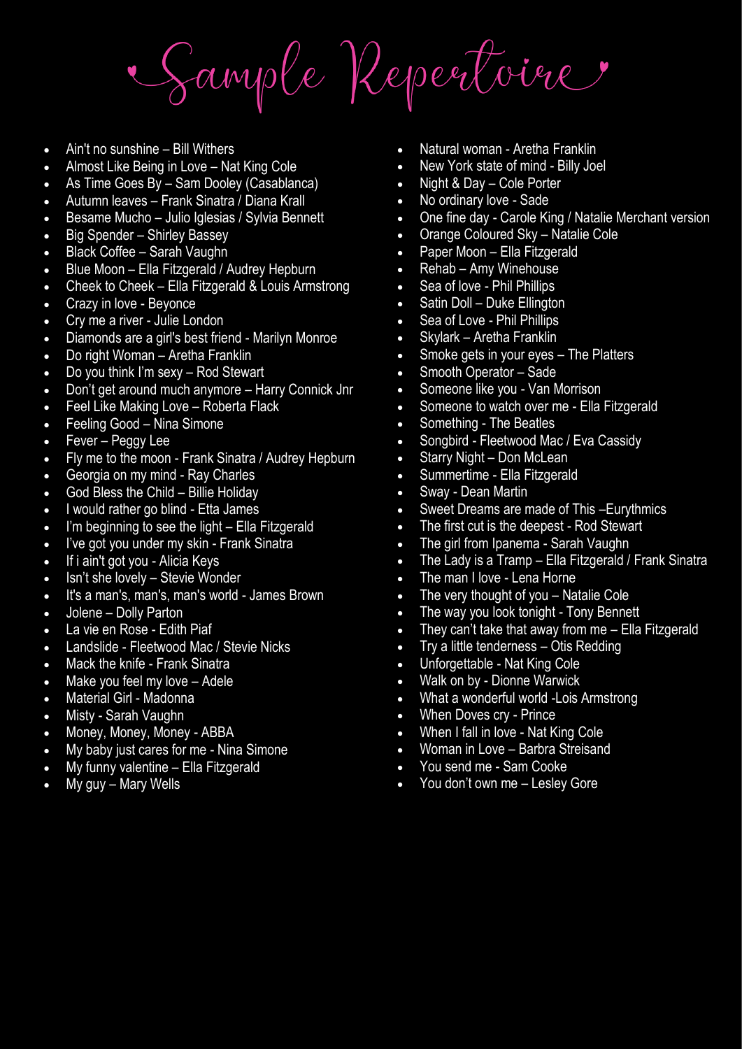# Sample Repertoire

- Ain't no sunshine – Bill Withers
- Almost Like Being in Love – Nat King Cole
- As Time Goes By – Sam Dooley (Casablanca)
- Autumn leaves – Frank Sinatra / Diana Krall
- Besame Mucho – Julio Iglesias / Sylvia Bennett
- Big Spender – Shirley Bassey
- Black Coffee – Sarah Vaughn
- Blue Moon – Ella Fitzgerald / Audrey Hepburn
- Cheek to Cheek – Ella Fitzgerald & Louis Armstrong
- Crazy in love - Beyonce
- Cry me a river - Julie London
- Diamonds are a girl's best friend - Marilyn Monroe
- Do right Woman – Aretha Franklin
- Do you think I'm sexy – Rod Stewart
- Don't get around much anymore – Harry Connick Jnr
- Feel Like Making Love – Roberta Flack
- Feeling Good – Nina Simone
- Fever – Peggy Lee
- Fly me to the moon - Frank Sinatra / Audrey Hepburn
- Georgia on my mind - Ray Charles
- God Bless the Child – Billie Holiday
- I would rather go blind - Etta James
- I'm beginning to see the light – Ella Fitzgerald
- I've got you under my skin - Frank Sinatra
- If i ain't got you - Alicia Keys
- Isn't she lovely – Stevie Wonder
- It's a man's, man's, man's world - James Brown
- Jolene – Dolly Parton
- La vie en Rose - Edith Piaf
- Landslide - Fleetwood Mac / Stevie Nicks
- Mack the knife - Frank Sinatra
- Make you feel my love – Adele
- Material Girl - Madonna
- Misty - Sarah Vaughn
- Money, Money, Money - ABBA
- My baby just cares for me - Nina Simone
- My funny valentine – Ella Fitzgerald
- My guy – Mary Wells
- Natural woman - Aretha Franklin
- New York state of mind - Billy Joel
- Night & Day – Cole Porter
- No ordinary love - Sade
- One fine day - Carole King / Natalie Merchant version
- Orange Coloured Sky – Natalie Cole
- Paper Moon – Ella Fitzgerald
- Rehab – Amy Winehouse
- Sea of love - Phil Phillips
- Satin Doll – Duke Ellington
- Sea of Love - Phil Phillips
- Skylark – Aretha Franklin
- Smoke gets in your eyes – The Platters
- Smooth Operator – Sade
- Someone like you - Van Morrison
- Someone to watch over me - Ella Fitzgerald
- Something - The Beatles
- Songbird - Fleetwood Mac / Eva Cassidy
- Starry Night – Don McLean
- Summertime - Ella Fitzgerald
- Sway - Dean Martin
- Sweet Dreams are made of This –Eurythmics
- The first cut is the deepest - Rod Stewart
- The girl from Ipanema - Sarah Vaughn
- The Lady is a Tramp – Ella Fitzgerald / Frank Sinatra
- The man I love - Lena Horne
- The very thought of you – Natalie Cole
- The way you look tonight - Tony Bennett
- They can't take that away from me – Ella Fitzgerald
- Try a little tenderness – Otis Redding
- Unforgettable - Nat King Cole
- Walk on by - Dionne Warwick
- What a wonderful world -Lois Armstrong
- When Doves cry - Prince
- When I fall in love - Nat King Cole
- Woman in Love – Barbra Streisand
- You send me - Sam Cooke
- You don't own me – Lesley Gore